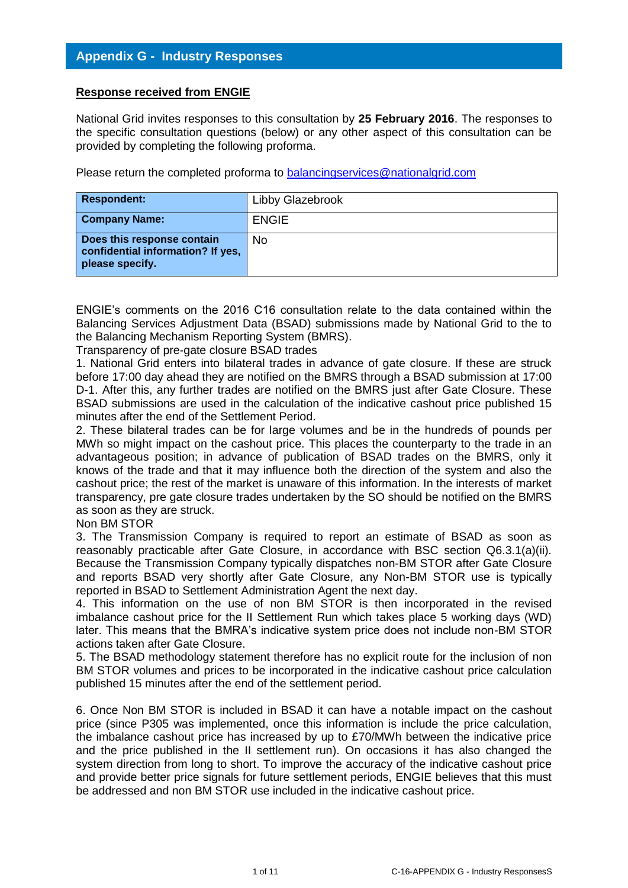## Appendix G - Industry Responses

**Response received from ENGIE**

National Grid invites responses to this consultation by **25 February 2016**. The responses to the specific consultation questions (below) or any other aspect of this consultation can be provided by completing the following proforma.

Please return the completed proforma to balancingservices@nationalgrid.com

| | |
|---|---|
| **Respondent:** | Libby Glazebrook |
| **Company Name:** | ENGIE |
| **Does this response contain confidential information? If yes, please specify.** | No |

ENGIE's comments on the 2016 C16 consultation relate to the data contained within the Balancing Services Adjustment Data (BSAD) submissions made by National Grid to the to the Balancing Mechanism Reporting System (BMRS).

Transparency of pre-gate closure BSAD trades

1. National Grid enters into bilateral trades in advance of gate closure. If these are struck before 17:00 day ahead they are notified on the BMRS through a BSAD submission at 17:00 D-1. After this, any further trades are notified on the BMRS just after Gate Closure. These BSAD submissions are used in the calculation of the indicative cashout price published 15 minutes after the end of the Settlement Period.

2. These bilateral trades can be for large volumes and be in the hundreds of pounds per MWh so might impact on the cashout price. This places the counterparty to the trade in an advantageous position; in advance of publication of BSAD trades on the BMRS, only it knows of the trade and that it may influence both the direction of the system and also the cashout price; the rest of the market is unaware of this information. In the interests of market transparency, pre gate closure trades undertaken by the SO should be notified on the BMRS as soon as they are struck.

Non BM STOR

3. The Transmission Company is required to report an estimate of BSAD as soon as reasonably practicable after Gate Closure, in accordance with BSC section Q6.3.1(a)(ii). Because the Transmission Company typically dispatches non-BM STOR after Gate Closure and reports BSAD very shortly after Gate Closure, any Non-BM STOR use is typically reported in BSAD to Settlement Administration Agent the next day.

4. This information on the use of non BM STOR is then incorporated in the revised imbalance cashout price for the II Settlement Run which takes place 5 working days (WD) later. This means that the BMRA's indicative system price does not include non-BM STOR actions taken after Gate Closure.

5. The BSAD methodology statement therefore has no explicit route for the inclusion of non BM STOR volumes and prices to be incorporated in the indicative cashout price calculation published 15 minutes after the end of the settlement period.

6. Once Non BM STOR is included in BSAD it can have a notable impact on the cashout price (since P305 was implemented, once this information is include the price calculation, the imbalance cashout price has increased by up to £70/MWh between the indicative price and the price published in the II settlement run). On occasions it has also changed the system direction from long to short. To improve the accuracy of the indicative cashout price and provide better price signals for future settlement periods, ENGIE believes that this must be addressed and non BM STOR use included in the indicative cashout price.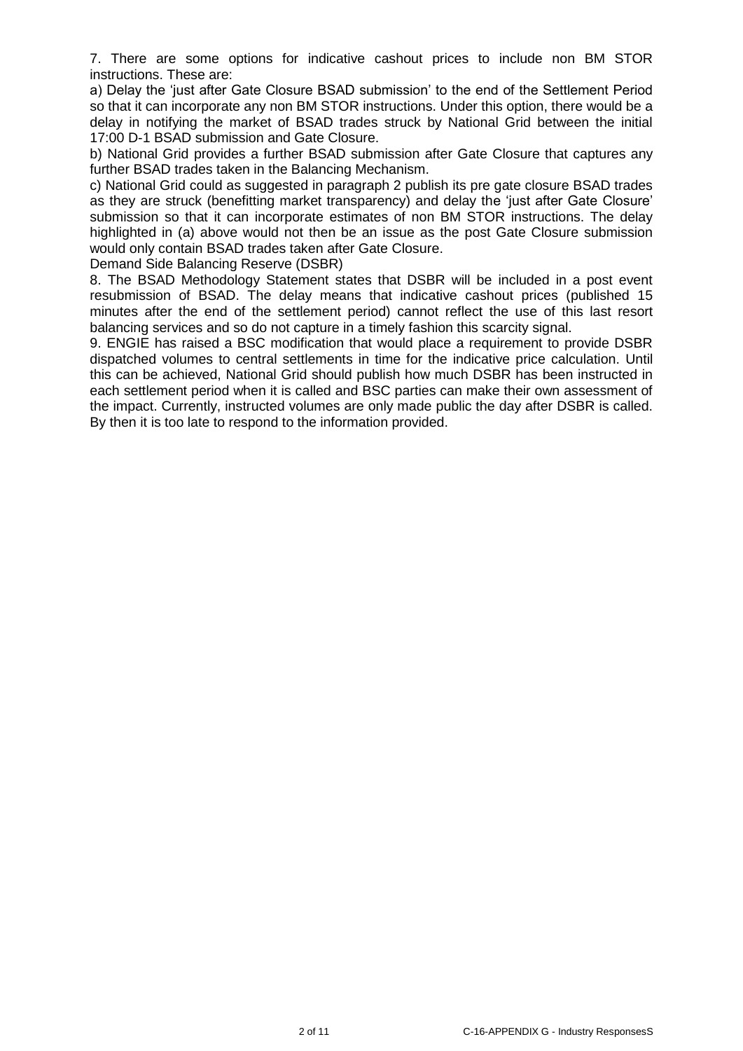7. There are some options for indicative cashout prices to include non BM STOR instructions. These are:

a) Delay the 'just after Gate Closure BSAD submission' to the end of the Settlement Period so that it can incorporate any non BM STOR instructions. Under this option, there would be a delay in notifying the market of BSAD trades struck by National Grid between the initial 17:00 D-1 BSAD submission and Gate Closure.

b) National Grid provides a further BSAD submission after Gate Closure that captures any further BSAD trades taken in the Balancing Mechanism.

c) National Grid could as suggested in paragraph 2 publish its pre gate closure BSAD trades as they are struck (benefitting market transparency) and delay the 'just after Gate Closure' submission so that it can incorporate estimates of non BM STOR instructions. The delay highlighted in (a) above would not then be an issue as the post Gate Closure submission would only contain BSAD trades taken after Gate Closure.

Demand Side Balancing Reserve (DSBR)

8. The BSAD Methodology Statement states that DSBR will be included in a post event resubmission of BSAD. The delay means that indicative cashout prices (published 15 minutes after the end of the settlement period) cannot reflect the use of this last resort balancing services and so do not capture in a timely fashion this scarcity signal.

9. ENGIE has raised a BSC modification that would place a requirement to provide DSBR dispatched volumes to central settlements in time for the indicative price calculation. Until this can be achieved, National Grid should publish how much DSBR has been instructed in each settlement period when it is called and BSC parties can make their own assessment of the impact. Currently, instructed volumes are only made public the day after DSBR is called. By then it is too late to respond to the information provided.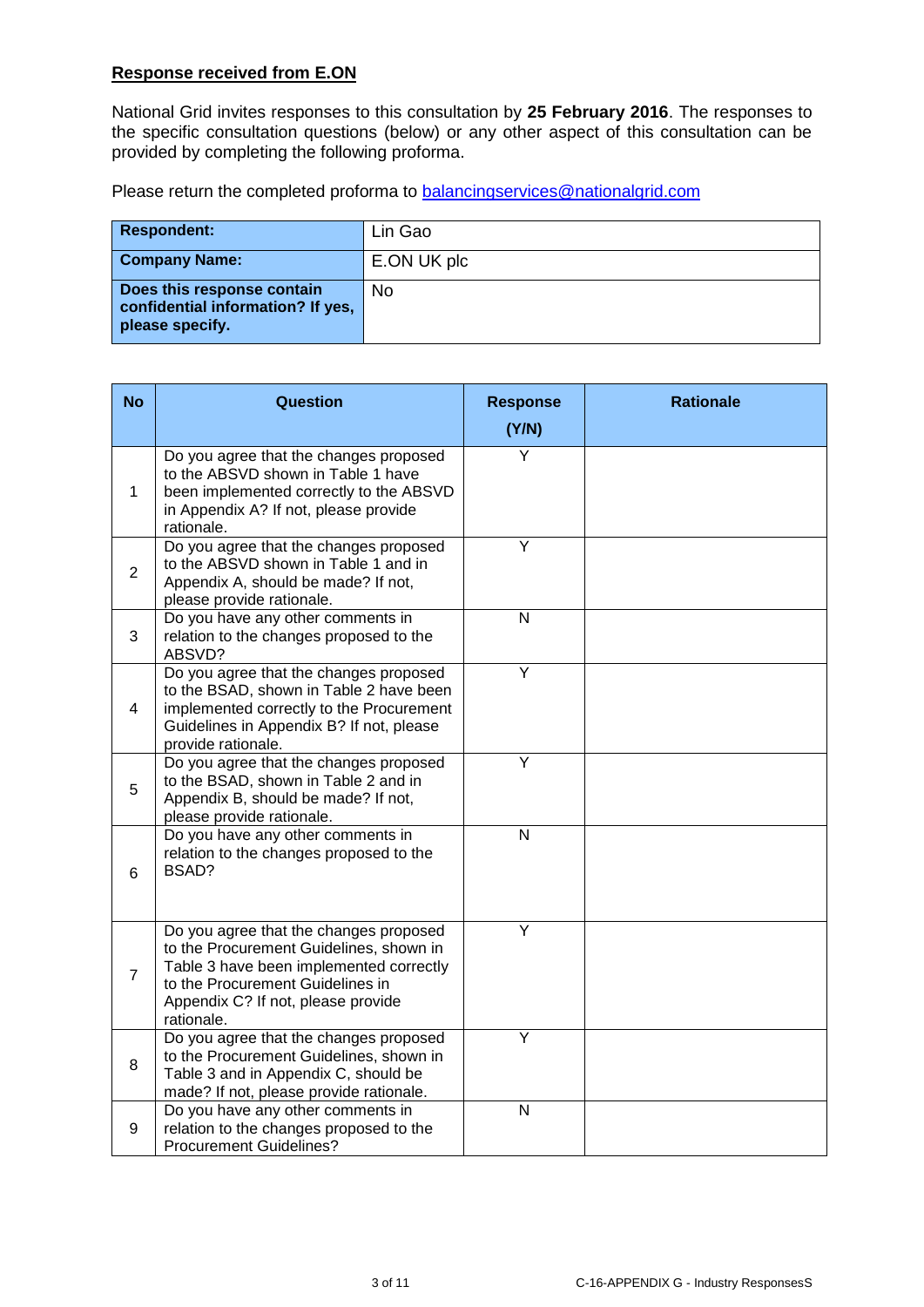**Response received from E.ON**

National Grid invites responses to this consultation by **25 February 2016**. The responses to the specific consultation questions (below) or any other aspect of this consultation can be provided by completing the following proforma.

Please return the completed proforma to [balancingservices@nationalgrid.com](mailto:balancingservices@nationalgrid.com)

| | |
|---|---|
| **Respondent:** | Lin Gao |
| **Company Name:** | E.ON UK plc |
| **Does this response contain confidential information? If yes, please specify.** | No |

| No | Question | Response (Y/N) | Rationale |
|---|---|---|---|
| 1 | Do you agree that the changes proposed to the ABSVD shown in Table 1 have been implemented correctly to the ABSVD in Appendix A? If not, please provide rationale. | Y | |
| 2 | Do you agree that the changes proposed to the ABSVD shown in Table 1 and in Appendix A, should be made? If not, please provide rationale. | Y | |
| 3 | Do you have any other comments in relation to the changes proposed to the ABSVD? | N | |
| 4 | Do you agree that the changes proposed to the BSAD, shown in Table 2 have been implemented correctly to the Procurement Guidelines in Appendix B? If not, please provide rationale. | Y | |
| 5 | Do you agree that the changes proposed to the BSAD, shown in Table 2 and in Appendix B, should be made? If not, please provide rationale. | Y | |
| 6 | Do you have any other comments in relation to the changes proposed to the BSAD? | N | |
| 7 | Do you agree that the changes proposed to the Procurement Guidelines, shown in Table 3 have been implemented correctly to the Procurement Guidelines in Appendix C? If not, please provide rationale. | Y | |
| 8 | Do you agree that the changes proposed to the Procurement Guidelines, shown in Table 3 and in Appendix C, should be made? If not, please provide rationale. | Y | |
| 9 | Do you have any other comments in relation to the changes proposed to the Procurement Guidelines? | N | |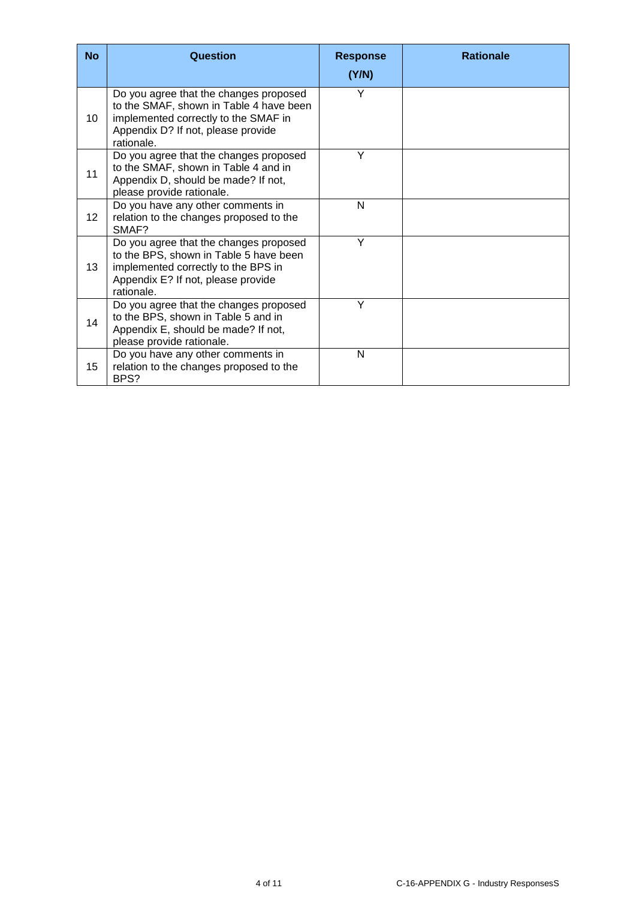| No | Question | Response (Y/N) | Rationale |
|---|---|---|---|
| 10 | Do you agree that the changes proposed to the SMAF, shown in Table 4 have been implemented correctly to the SMAF in Appendix D? If not, please provide rationale. | Y | |
| 11 | Do you agree that the changes proposed to the SMAF, shown in Table 4 and in Appendix D, should be made? If not, please provide rationale. | Y | |
| 12 | Do you have any other comments in relation to the changes proposed to the SMAF? | N | |
| 13 | Do you agree that the changes proposed to the BPS, shown in Table 5 have been implemented correctly to the BPS in Appendix E? If not, please provide rationale. | Y | |
| 14 | Do you agree that the changes proposed to the BPS, shown in Table 5 and in Appendix E, should be made? If not, please provide rationale. | Y | |
| 15 | Do you have any other comments in relation to the changes proposed to the BPS? | N | |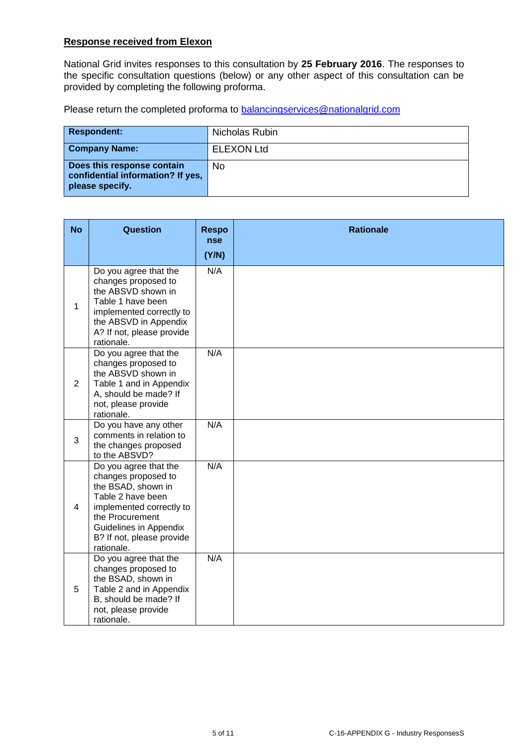**Response received from Elexon**

National Grid invites responses to this consultation by **25 February 2016**. The responses to the specific consultation questions (below) or any other aspect of this consultation can be provided by completing the following proforma.

Please return the completed proforma to [balancingservices@nationalgrid.com](mailto:balancingservices@nationalgrid.com)

| | |
|---|---|
| **Respondent:** | Nicholas Rubin |
| **Company Name:** | ELEXON Ltd |
| **Does this response contain confidential information? If yes, please specify.** | No |

| No | Question | Response (Y/N) | Rationale |
|---|---|---|---|
| 1 | Do you agree that the changes proposed to the ABSVD shown in Table 1 have been implemented correctly to the ABSVD in Appendix A? If not, please provide rationale. | N/A | |
| 2 | Do you agree that the changes proposed to the ABSVD shown in Table 1 and in Appendix A, should be made? If not, please provide rationale. | N/A | |
| 3 | Do you have any other comments in relation to the changes proposed to the ABSVD? | N/A | |
| 4 | Do you agree that the changes proposed to the BSAD, shown in Table 2 have been implemented correctly to the Procurement Guidelines in Appendix B? If not, please provide rationale. | N/A | |
| 5 | Do you agree that the changes proposed to the BSAD, shown in Table 2 and in Appendix B, should be made? If not, please provide rationale. | N/A | |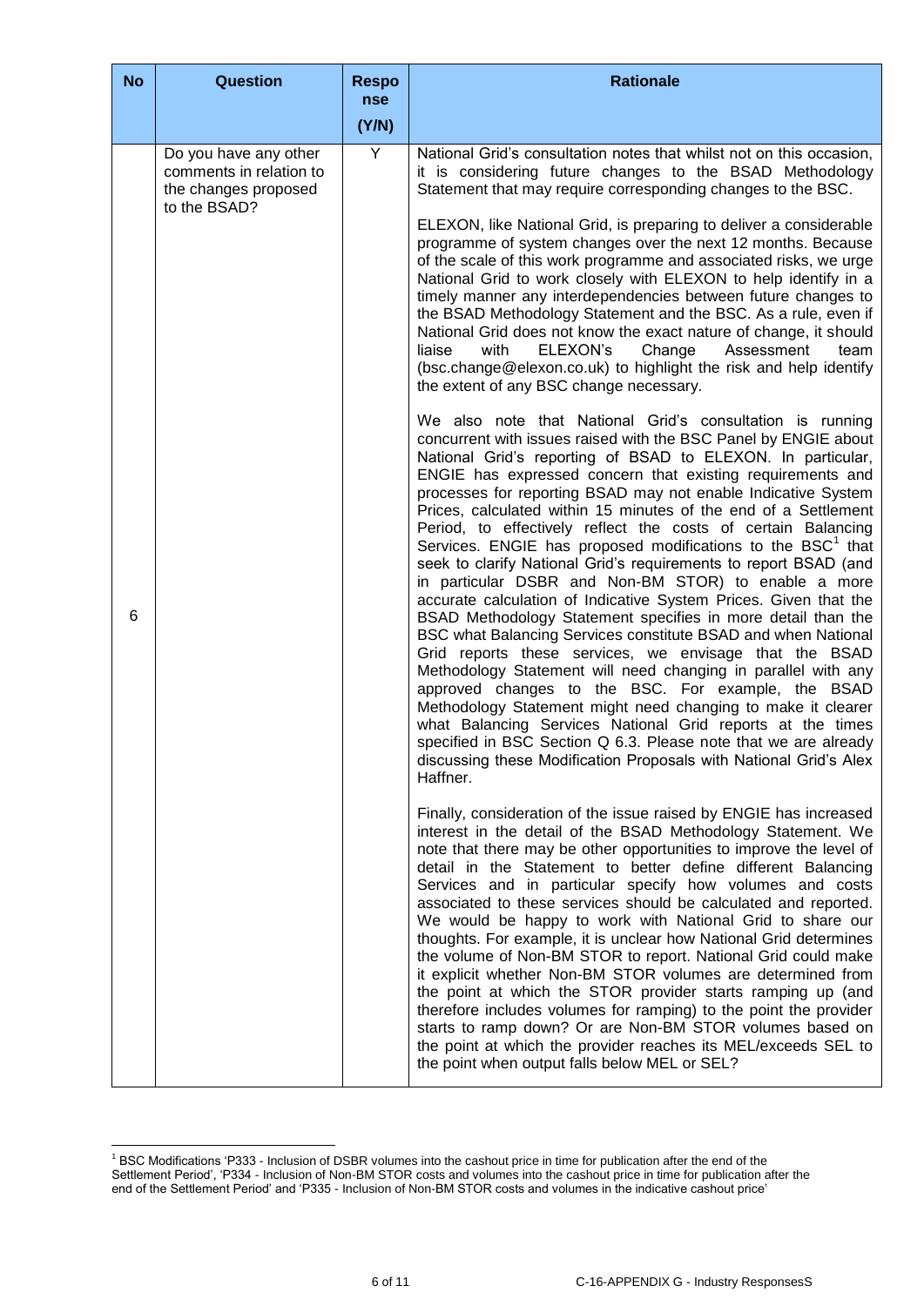| No | Question | Response (Y/N) | Rationale |
|---|---|---|---|
| 6 | Do you have any other comments in relation to the changes proposed to the BSAD? | Y | National Grid's consultation notes that whilst not on this occasion, it is considering future changes to the BSAD Methodology Statement that may require corresponding changes to the BSC.<br><br>ELEXON, like National Grid, is preparing to deliver a considerable programme of system changes over the next 12 months. Because of the scale of this work programme and associated risks, we urge National Grid to work closely with ELEXON to help identify in a timely manner any interdependencies between future changes to the BSAD Methodology Statement and the BSC. As a rule, even if National Grid does not know the exact nature of change, it should liaise with ELEXON's Change Assessment team (bsc.change@elexon.co.uk) to highlight the risk and help identify the extent of any BSC change necessary.<br><br>We also note that National Grid's consultation is running concurrent with issues raised with the BSC Panel by ENGIE about National Grid's reporting of BSAD to ELEXON. In particular, ENGIE has expressed concern that existing requirements and processes for reporting BSAD may not enable Indicative System Prices, calculated within 15 minutes of the end of a Settlement Period, to effectively reflect the costs of certain Balancing Services. ENGIE has proposed modifications to the BSC[1] that seek to clarify National Grid's requirements to report BSAD (and in particular DSBR and Non-BM STOR) to enable a more accurate calculation of Indicative System Prices. Given that the BSAD Methodology Statement specifies in more detail than the BSC what Balancing Services constitute BSAD and when National Grid reports these services, we envisage that the BSAD Methodology Statement will need changing in parallel with any approved changes to the BSC. For example, the BSAD Methodology Statement might need changing to make it clearer what Balancing Services National Grid reports at the times specified in BSC Section Q 6.3. Please note that we are already discussing these Modification Proposals with National Grid's Alex Haffner.<br><br>Finally, consideration of the issue raised by ENGIE has increased interest in the detail of the BSAD Methodology Statement. We note that there may be other opportunities to improve the level of detail in the Statement to better define different Balancing Services and in particular specify how volumes and costs associated to these services should be calculated and reported. We would be happy to work with National Grid to share our thoughts. For example, it is unclear how National Grid determines the volume of Non-BM STOR to report. National Grid could make it explicit whether Non-BM STOR volumes are determined from the point at which the STOR provider starts ramping up (and therefore includes volumes for ramping) to the point the provider starts to ramp down? Or are Non-BM STOR volumes based on the point at which the provider reaches its MEL/exceeds SEL to the point when output falls below MEL or SEL? |

[1] BSC Modifications 'P333 - Inclusion of DSBR volumes into the cashout price in time for publication after the end of the Settlement Period', 'P334 - Inclusion of Non-BM STOR costs and volumes into the cashout price in time for publication after the end of the Settlement Period' and 'P335 - Inclusion of Non-BM STOR costs and volumes in the indicative cashout price'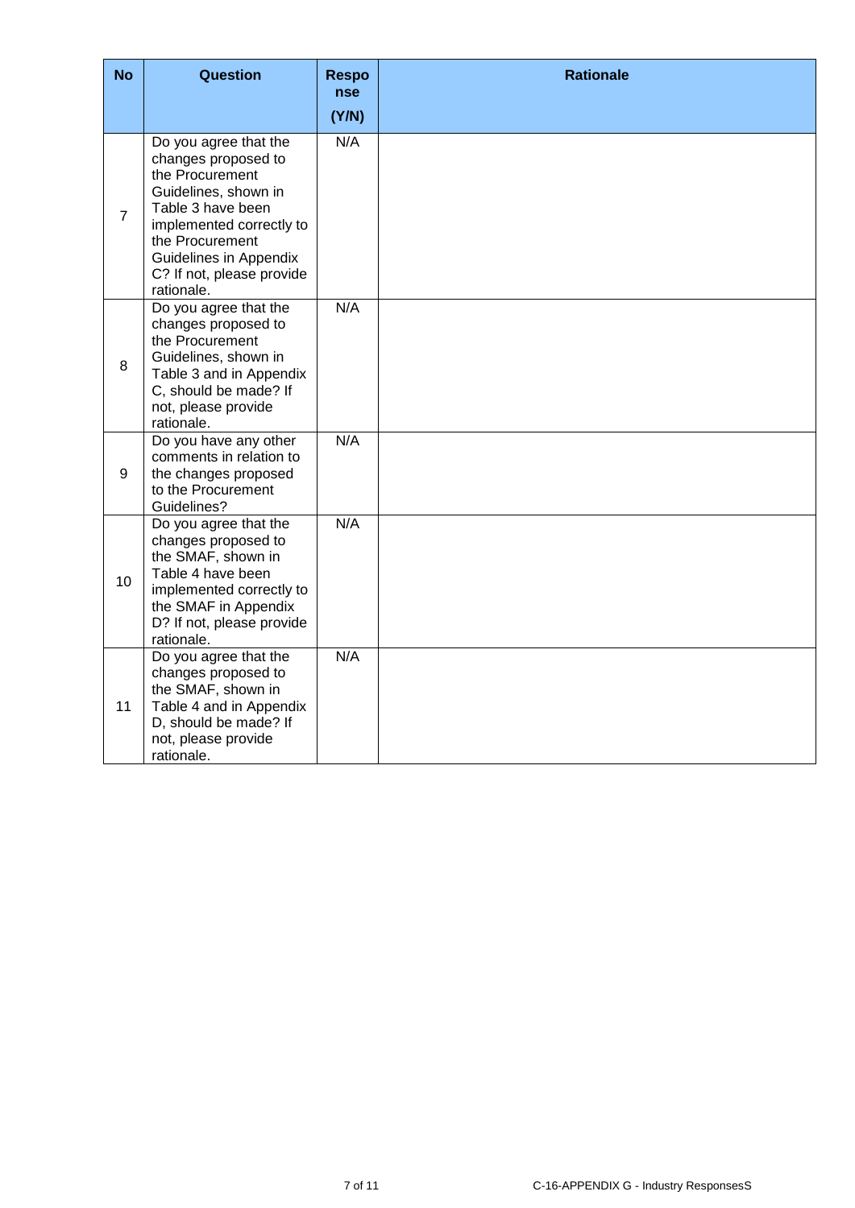| No | Question | Response (Y/N) | Rationale |
|---|---|---|---|
| 7 | Do you agree that the changes proposed to the Procurement Guidelines, shown in Table 3 have been implemented correctly to the Procurement Guidelines in Appendix C? If not, please provide rationale. | N/A | |
| 8 | Do you agree that the changes proposed to the Procurement Guidelines, shown in Table 3 and in Appendix C, should be made? If not, please provide rationale. | N/A | |
| 9 | Do you have any other comments in relation to the changes proposed to the Procurement Guidelines? | N/A | |
| 10 | Do you agree that the changes proposed to the SMAF, shown in Table 4 have been implemented correctly to the SMAF in Appendix D? If not, please provide rationale. | N/A | |
| 11 | Do you agree that the changes proposed to the SMAF, shown in Table 4 and in Appendix D, should be made? If not, please provide rationale. | N/A | |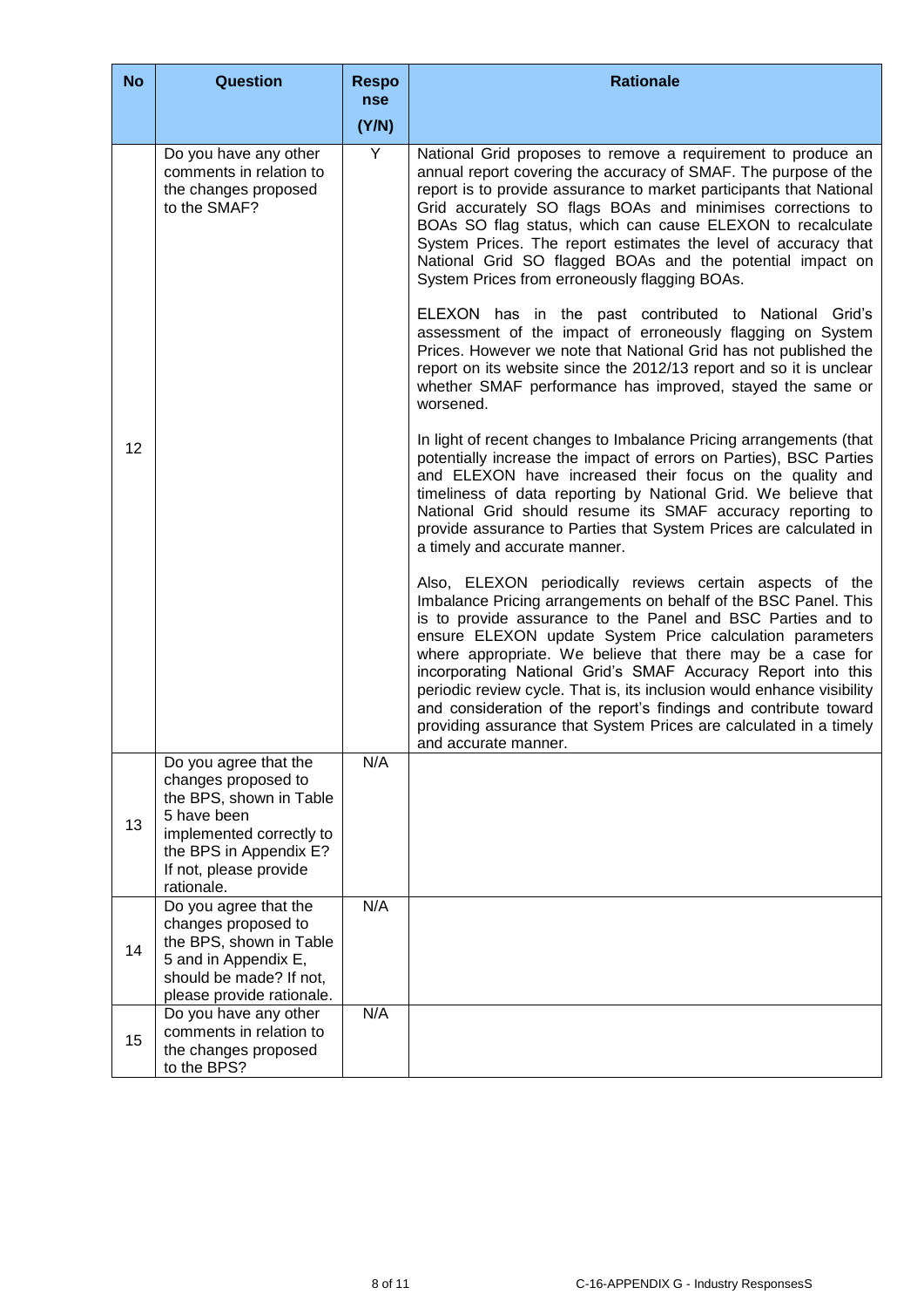| No | Question | Response (Y/N) | Rationale |
|---|---|---|---|
| 12 | Do you have any other comments in relation to the changes proposed to the SMAF? | Y | National Grid proposes to remove a requirement to produce an annual report covering the accuracy of SMAF. The purpose of the report is to provide assurance to market participants that National Grid accurately SO flags BOAs and minimises corrections to BOAs SO flag status, which can cause ELEXON to recalculate System Prices. The report estimates the level of accuracy that National Grid SO flagged BOAs and the potential impact on System Prices from erroneously flagging BOAs.<br><br>ELEXON has in the past contributed to National Grid's assessment of the impact of erroneously flagging on System Prices. However we note that National Grid has not published the report on its website since the 2012/13 report and so it is unclear whether SMAF performance has improved, stayed the same or worsened.<br><br>In light of recent changes to Imbalance Pricing arrangements (that potentially increase the impact of errors on Parties), BSC Parties and ELEXON have increased their focus on the quality and timeliness of data reporting by National Grid. We believe that National Grid should resume its SMAF accuracy reporting to provide assurance to Parties that System Prices are calculated in a timely and accurate manner.<br><br>Also, ELEXON periodically reviews certain aspects of the Imbalance Pricing arrangements on behalf of the BSC Panel. This is to provide assurance to the Panel and BSC Parties and to ensure ELEXON update System Price calculation parameters where appropriate. We believe that there may be a case for incorporating National Grid's SMAF Accuracy Report into this periodic review cycle. That is, its inclusion would enhance visibility and consideration of the report's findings and contribute toward providing assurance that System Prices are calculated in a timely and accurate manner. |
| 13 | Do you agree that the changes proposed to the BPS, shown in Table 5 have been implemented correctly to the BPS in Appendix E? If not, please provide rationale. | N/A | |
| 14 | Do you agree that the changes proposed to the BPS, shown in Table 5 and in Appendix E, should be made? If not, please provide rationale. | N/A | |
| 15 | Do you have any other comments in relation to the changes proposed to the BPS? | N/A | |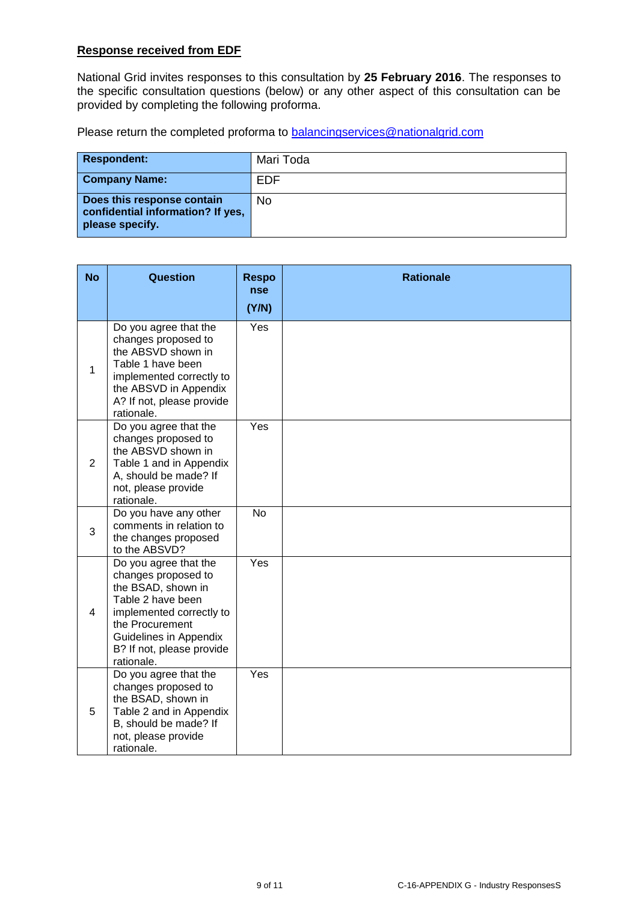**Response received from EDF**

National Grid invites responses to this consultation by **25 February 2016**. The responses to the specific consultation questions (below) or any other aspect of this consultation can be provided by completing the following proforma.

Please return the completed proforma to [balancingservices@nationalgrid.com](mailto:balancingservices@nationalgrid.com)

| | |
|---|---|
| **Respondent:** | Mari Toda |
| **Company Name:** | EDF |
| **Does this response contain confidential information? If yes, please specify.** | No |

| No | Question | Response (Y/N) | Rationale |
|---|---|---|---|
| 1 | Do you agree that the changes proposed to the ABSVD shown in Table 1 have been implemented correctly to the ABSVD in Appendix A? If not, please provide rationale. | Yes | |
| 2 | Do you agree that the changes proposed to the ABSVD shown in Table 1 and in Appendix A, should be made? If not, please provide rationale. | Yes | |
| 3 | Do you have any other comments in relation to the changes proposed to the ABSVD? | No | |
| 4 | Do you agree that the changes proposed to the BSAD, shown in Table 2 have been implemented correctly to the Procurement Guidelines in Appendix B? If not, please provide rationale. | Yes | |
| 5 | Do you agree that the changes proposed to the BSAD, shown in Table 2 and in Appendix B, should be made? If not, please provide rationale. | Yes | |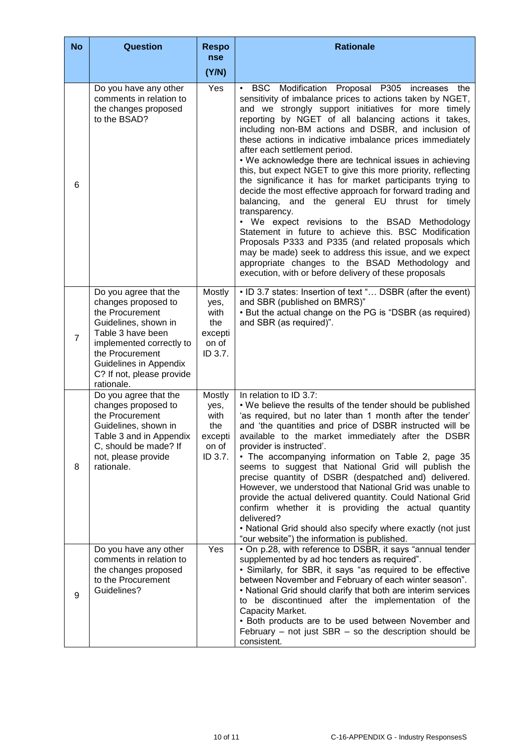| No | Question | Response (Y/N) | Rationale |
| --- | --- | --- | --- |
| 6 | Do you have any other comments in relation to the changes proposed to the BSAD? | Yes | • BSC Modification Proposal P305 increases the sensitivity of imbalance prices to actions taken by NGET, and we strongly support initiatives for more timely reporting by NGET of all balancing actions it takes, including non-BM actions and DSBR, and inclusion of these actions in indicative imbalance prices immediately after each settlement period.<br>• We acknowledge there are technical issues in achieving this, but expect NGET to give this more priority, reflecting the significance it has for market participants trying to decide the most effective approach for forward trading and balancing, and the general EU thrust for timely transparency.<br>• We expect revisions to the BSAD Methodology Statement in future to achieve this. BSC Modification Proposals P333 and P335 (and related proposals which may be made) seek to address this issue, and we expect appropriate changes to the BSAD Methodology and execution, with or before delivery of these proposals |
| 7 | Do you agree that the changes proposed to the Procurement Guidelines, shown in Table 3 have been implemented correctly to the Procurement Guidelines in Appendix C? If not, please provide rationale. | Mostly yes, with the exception of ID 3.7. | • ID 3.7 states: Insertion of text "… DSBR (after the event) and SBR (published on BMRS)"<br>• But the actual change on the PG is "DSBR (as required) and SBR (as required)". |
| 8 | Do you agree that the changes proposed to the Procurement Guidelines, shown in Table 3 and in Appendix C, should be made? If not, please provide rationale. | Mostly yes, with the exception of ID 3.7. | In relation to ID 3.7:<br>• We believe the results of the tender should be published 'as required, but no later than 1 month after the tender' and 'the quantities and price of DSBR instructed will be available to the market immediately after the DSBR provider is instructed'.<br>• The accompanying information on Table 2, page 35 seems to suggest that National Grid will publish the precise quantity of DSBR (despatched and) delivered. However, we understood that National Grid was unable to provide the actual delivered quantity. Could National Grid confirm whether it is providing the actual quantity delivered?<br>• National Grid should also specify where exactly (not just "our website") the information is published. |
| 9 | Do you have any other comments in relation to the changes proposed to the Procurement Guidelines? | Yes | • On p.28, with reference to DSBR, it says "annual tender supplemented by ad hoc tenders as required".<br>• Similarly, for SBR, it says "as required to be effective between November and February of each winter season".<br>• National Grid should clarify that both are interim services to be discontinued after the implementation of the Capacity Market.<br>• Both products are to be used between November and February – not just SBR – so the description should be consistent. |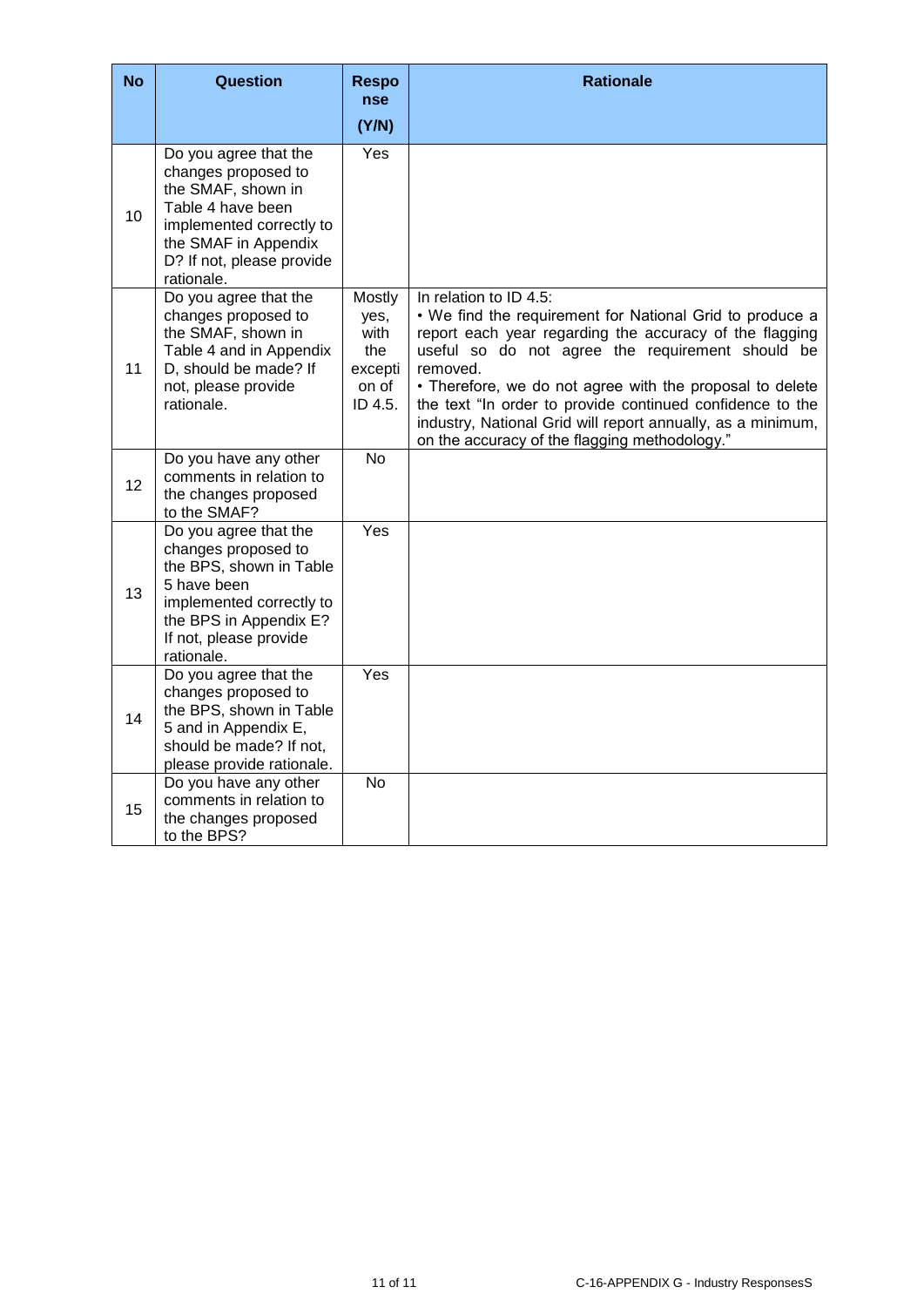| No | Question | Response (Y/N) | Rationale |
|---|---|---|---|
| 10 | Do you agree that the changes proposed to the SMAF, shown in Table 4 have been implemented correctly to the SMAF in Appendix D? If not, please provide rationale. | Yes | |
| 11 | Do you agree that the changes proposed to the SMAF, shown in Table 4 and in Appendix D, should be made? If not, please provide rationale. | Mostly yes, with the exception of ID 4.5. | In relation to ID 4.5:<br>• We find the requirement for National Grid to produce a report each year regarding the accuracy of the flagging useful so do not agree the requirement should be removed.<br>• Therefore, we do not agree with the proposal to delete the text "In order to provide continued confidence to the industry, National Grid will report annually, as a minimum, on the accuracy of the flagging methodology." |
| 12 | Do you have any other comments in relation to the changes proposed to the SMAF? | No | |
| 13 | Do you agree that the changes proposed to the BPS, shown in Table 5 have been implemented correctly to the BPS in Appendix E? If not, please provide rationale. | Yes | |
| 14 | Do you agree that the changes proposed to the BPS, shown in Table 5 and in Appendix E, should be made? If not, please provide rationale. | Yes | |
| 15 | Do you have any other comments in relation to the changes proposed to the BPS? | No | |